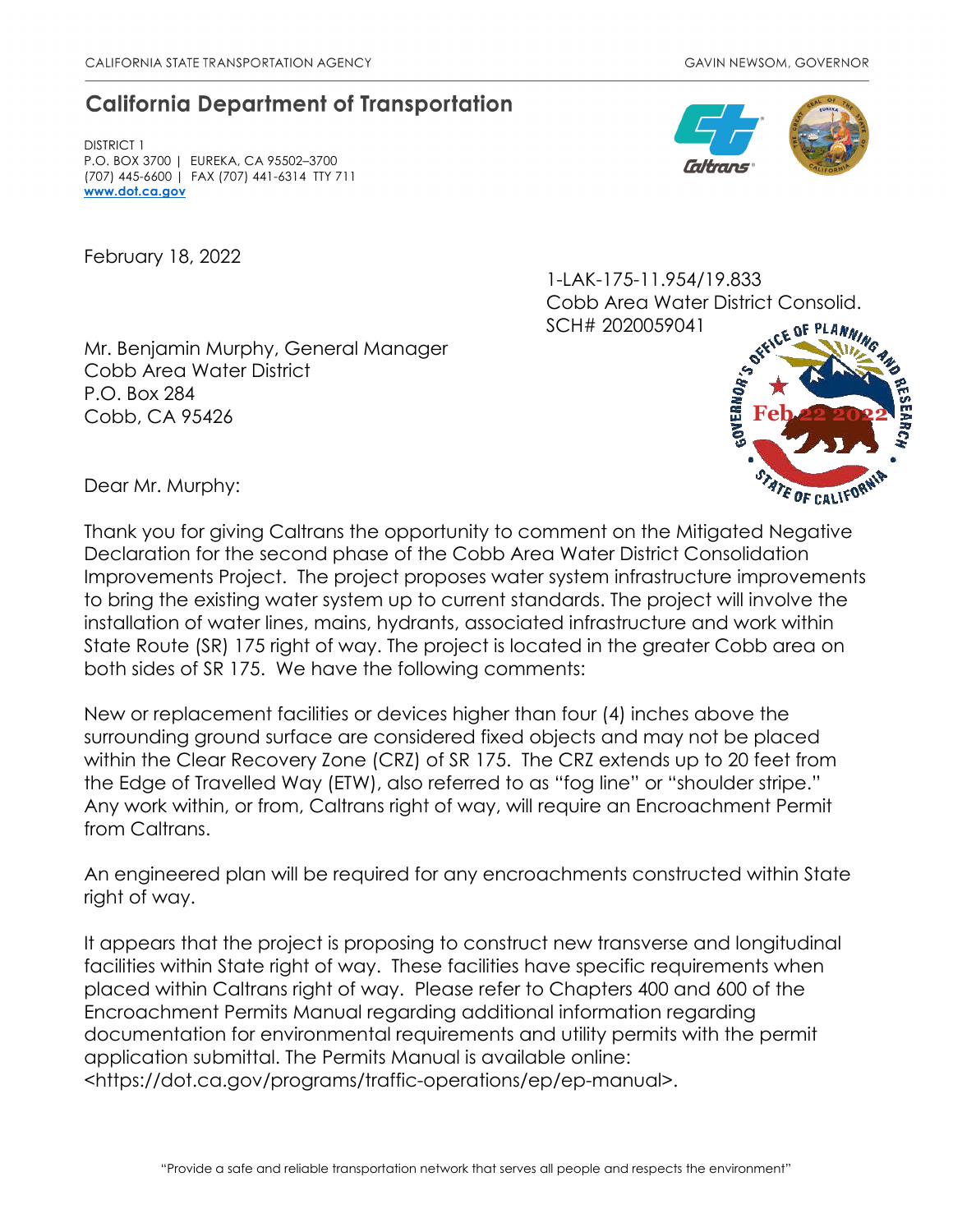CALIFORNIA STATE TRANSPORTATION AGENCY GAVIN NEWSOM, GOVERNOR

## California Department of Transportation

DISTRICT 1
P.O. BOX 3700 | EUREKA, CA 95502–3700
(707) 445-6600 | FAX (707) 441-6314 TTY 711
**www.dot.ca.gov**

February 18, 2022

1-LAK-175-11.954/19.833
Cobb Area Water District Consolid.
SCH# 2020059041

Governor's Office of Planning and Research
Feb 22 2022
State of California

Mr. Benjamin Murphy, General Manager
Cobb Area Water District
P.O. Box 284
Cobb, CA 95426

Dear Mr. Murphy:

Thank you for giving Caltrans the opportunity to comment on the Mitigated Negative Declaration for the second phase of the Cobb Area Water District Consolidation Improvements Project. The project proposes water system infrastructure improvements to bring the existing water system up to current standards. The project will involve the installation of water lines, mains, hydrants, associated infrastructure and work within State Route (SR) 175 right of way. The project is located in the greater Cobb area on both sides of SR 175. We have the following comments:

New or replacement facilities or devices higher than four (4) inches above the surrounding ground surface are considered fixed objects and may not be placed within the Clear Recovery Zone (CRZ) of SR 175. The CRZ extends up to 20 feet from the Edge of Travelled Way (ETW), also referred to as "fog line" or "shoulder stripe." Any work within, or from, Caltrans right of way, will require an Encroachment Permit from Caltrans.

An engineered plan will be required for any encroachments constructed within State right of way.

It appears that the project is proposing to construct new transverse and longitudinal facilities within State right of way. These facilities have specific requirements when placed within Caltrans right of way. Please refer to Chapters 400 and 600 of the Encroachment Permits Manual regarding additional information regarding documentation for environmental requirements and utility permits with the permit application submittal. The Permits Manual is available online: <https://dot.ca.gov/programs/traffic-operations/ep/ep-manual>.

"Provide a safe and reliable transportation network that serves all people and respects the environment"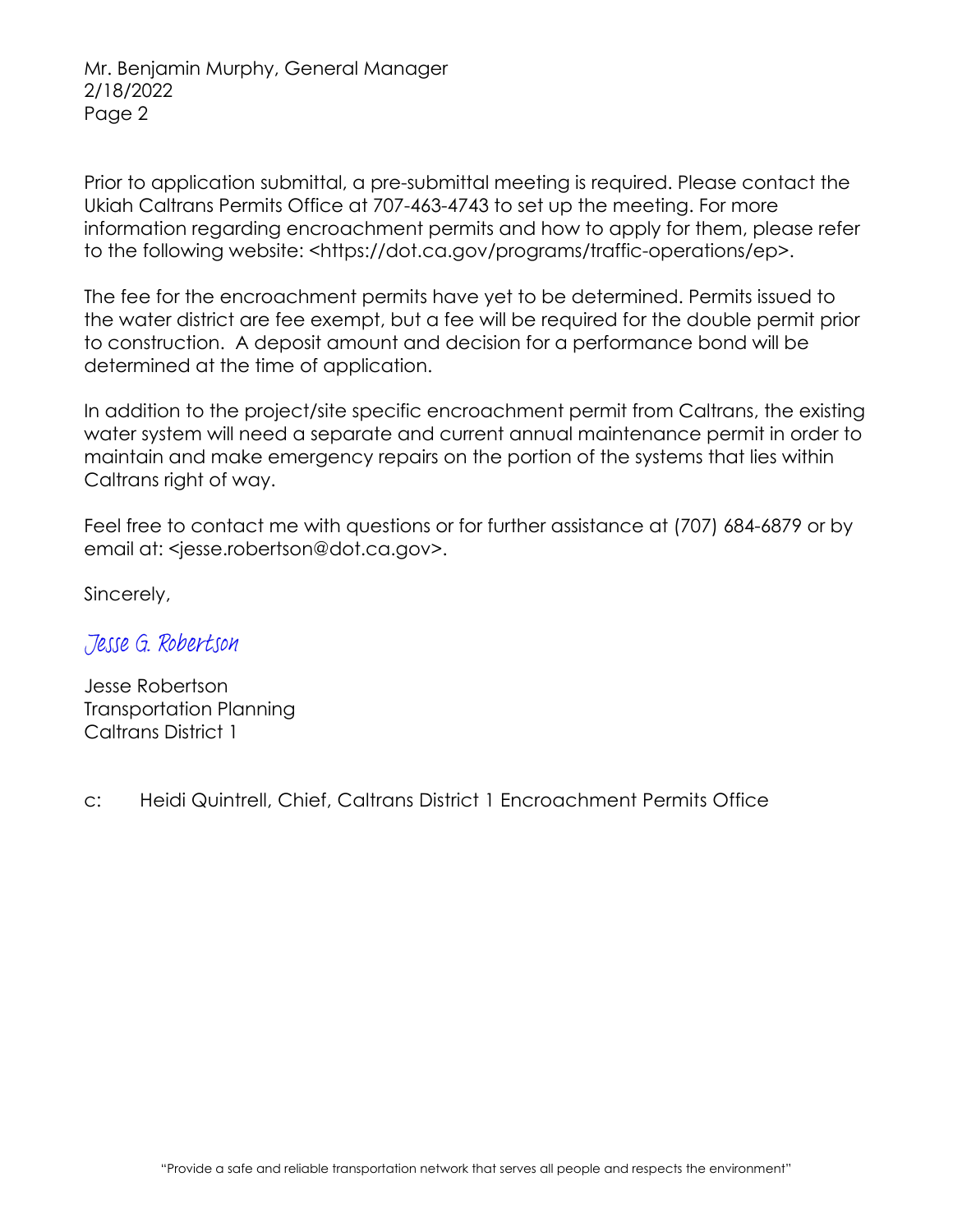Prior to application submittal, a pre-submittal meeting is required. Please contact the Ukiah Caltrans Permits Office at 707-463-4743 to set up the meeting. For more information regarding encroachment permits and how to apply for them, please refer to the following website: <https://dot.ca.gov/programs/traffic-operations/ep>.

The fee for the encroachment permits have yet to be determined. Permits issued to the water district are fee exempt, but a fee will be required for the double permit prior to construction. A deposit amount and decision for a performance bond will be determined at the time of application.

In addition to the project/site specific encroachment permit from Caltrans, the existing water system will need a separate and current annual maintenance permit in order to maintain and make emergency repairs on the portion of the systems that lies within Caltrans right of way.

Feel free to contact me with questions or for further assistance at (707) 684-6879 or by email at: <jesse.robertson@dot.ca.gov>.

Sincerely,

*Jesse G. Robertson*

Jesse Robertson
Transportation Planning
Caltrans District 1

c: Heidi Quintrell, Chief, Caltrans District 1 Encroachment Permits Office

"Provide a safe and reliable transportation network that serves all people and respects the environment"